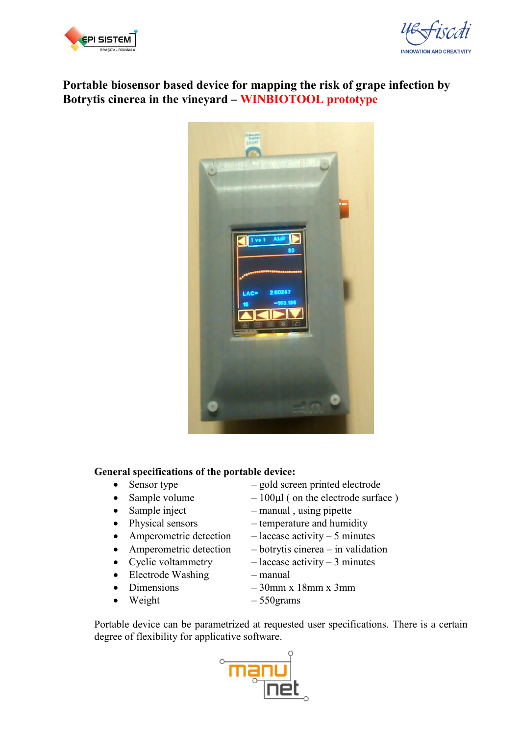**Portable biosensor based device for mapping the risk of grape infection by Botrytis cinerea in the vineyard – WINBIOTOOL prototype**

**General specifications of the portable device:**

- Sensor type – gold screen printed electrode
- Sample volume – 100µl ( on the electrode surface )
- Sample inject – manual , using pipette
- Physical sensors – temperature and humidity
- Amperometric detection – laccase activity – 5 minutes
- Amperometric detection – botrytis cinerea – in validation
- Cyclic voltammetry – laccase activity – 3 minutes
- Electrode Washing – manual
- Dimensions – 30mm x 18mm x 3mm
- Weight – 550grams

Portable device can be parametrized at requested user specifications. There is a certain degree of flexibility for applicative software.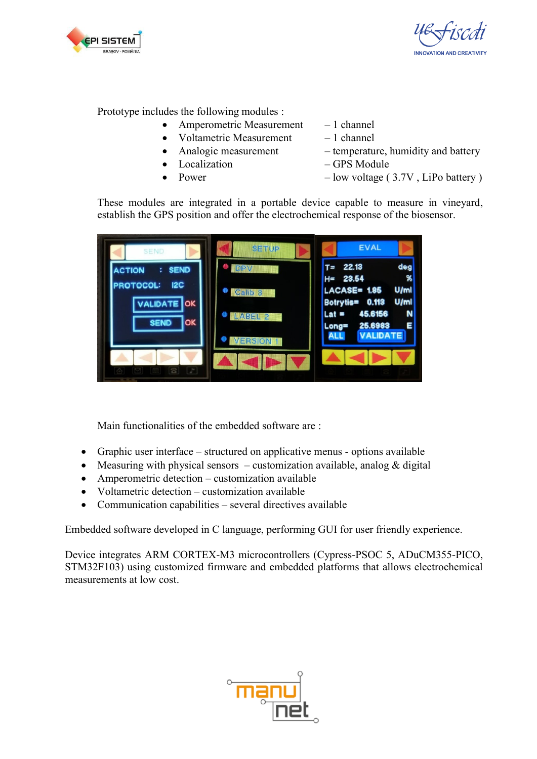Prototype includes the following modules :

- Amperometric Measurement – 1 channel
- Voltametric Measurement – 1 channel
- Analogic measurement – temperature, humidity and battery
- Localization – GPS Module
- Power – low voltage ( 3.7V , LiPo battery )

These modules are integrated in a portable device capable to measure in vineyard, establish the GPS position and offer the electrochemical response of the biosensor.

Main functionalities of the embedded software are :

- Graphic user interface – structured on applicative menus - options available
- Measuring with physical sensors – customization available, analog & digital
- Amperometric detection – customization available
- Voltametric detection – customization available
- Communication capabilities – several directives available

Embedded software developed in C language, performing GUI for user friendly experience.

Device integrates ARM CORTEX-M3 microcontrollers (Cypress-PSOC 5, ADuCM355-PICO, STM32F103) using customized firmware and embedded platforms that allows electrochemical measurements at low cost.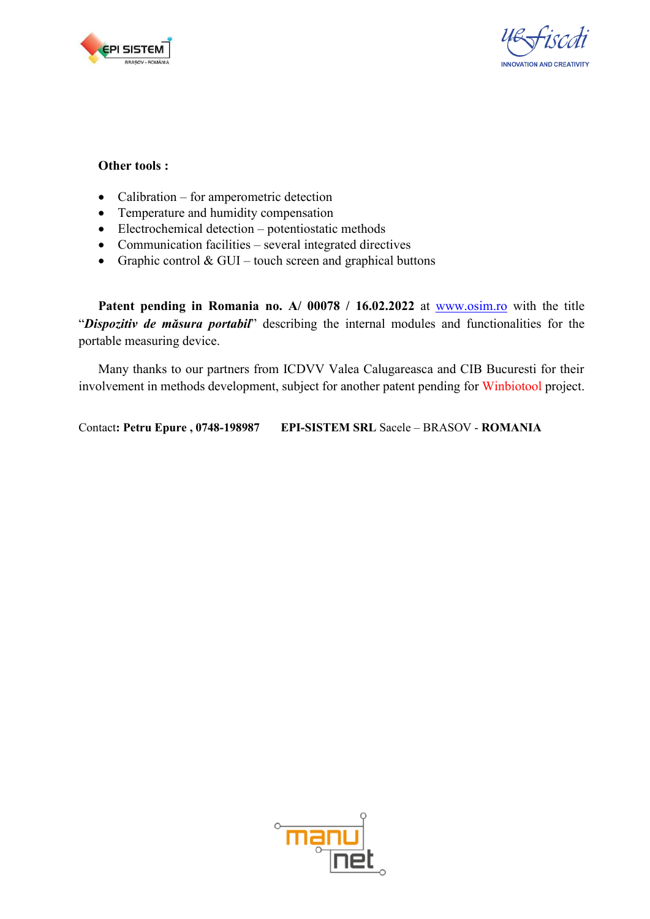**Other tools :**

- Calibration – for amperometric detection
- Temperature and humidity compensation
- Electrochemical detection – potentiostatic methods
- Communication facilities – several integrated directives
- Graphic control & GUI – touch screen and graphical buttons

**Patent pending in Romania no. A/ 00078 / 16.02.2022** at www.osim.ro with the title "***Dispozitiv de măsura portabil***" describing the internal modules and functionalities for the portable measuring device.

Many thanks to our partners from ICDVV Valea Calugareasca and CIB Bucuresti for their involvement in methods development, subject for another patent pending for Winbiotool project.

Contact**: Petru Epure , 0748-198987** **EPI-SISTEM SRL** Sacele – BRASOV - **ROMANIA**